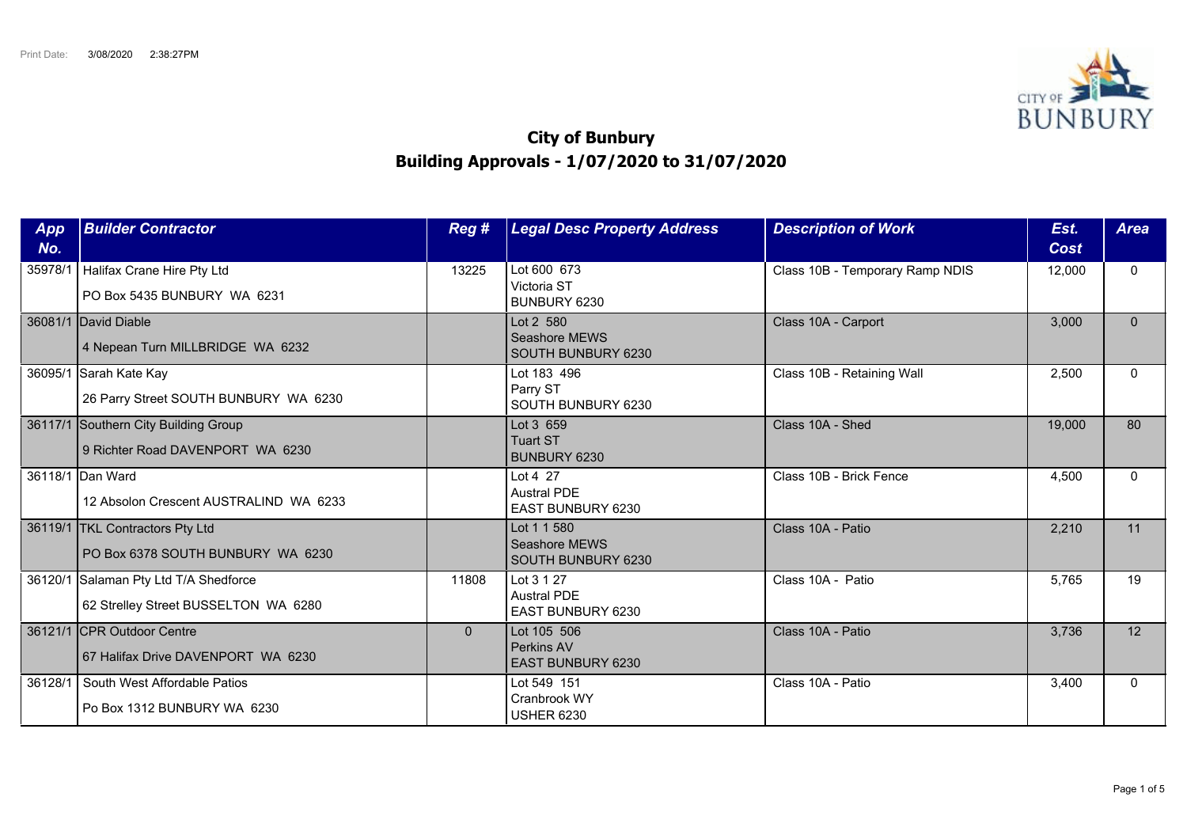Print Date: 3/08/2020 2:38:27PM

# City of Bunbury
## Building Approvals - 1/07/2020 to 31/07/2020

| App No. | Builder Contractor | Reg # | Legal Desc Property Address | Description of Work | Est. Cost | Area |
|---|---|---|---|---|---|---|
| 35978/1 | Halifax Crane Hire Pty Ltd<br>PO Box 5435 BUNBURY WA 6231 | 13225 | Lot 600 673<br>Victoria ST<br>BUNBURY 6230 | Class 10B - Temporary Ramp NDIS | 12,000 | 0 |
| 36081/1 | David Diable<br>4 Nepean Turn MILLBRIDGE WA 6232 | | Lot 2 580<br>Seashore MEWS<br>SOUTH BUNBURY 6230 | Class 10A - Carport | 3,000 | 0 |
| 36095/1 | Sarah Kate Kay<br>26 Parry Street SOUTH BUNBURY WA 6230 | | Lot 183 496<br>Parry ST<br>SOUTH BUNBURY 6230 | Class 10B - Retaining Wall | 2,500 | 0 |
| 36117/1 | Southern City Building Group<br>9 Richter Road DAVENPORT WA 6230 | | Lot 3 659<br>Tuart ST<br>BUNBURY 6230 | Class 10A - Shed | 19,000 | 80 |
| 36118/1 | Dan Ward<br>12 Absolon Crescent AUSTRALIND WA 6233 | | Lot 4 27<br>Austral PDE<br>EAST BUNBURY 6230 | Class 10B - Brick Fence | 4,500 | 0 |
| 36119/1 | TKL Contractors Pty Ltd<br>PO Box 6378 SOUTH BUNBURY WA 6230 | | Lot 1 1 580<br>Seashore MEWS<br>SOUTH BUNBURY 6230 | Class 10A - Patio | 2,210 | 11 |
| 36120/1 | Salaman Pty Ltd T/A Shedforce<br>62 Strelley Street BUSSELTON WA 6280 | 11808 | Lot 3 1 27<br>Austral PDE<br>EAST BUNBURY 6230 | Class 10A - Patio | 5,765 | 19 |
| 36121/1 | CPR Outdoor Centre<br>67 Halifax Drive DAVENPORT WA 6230 | 0 | Lot 105 506<br>Perkins AV<br>EAST BUNBURY 6230 | Class 10A - Patio | 3,736 | 12 |
| 36128/1 | South West Affordable Patios<br>Po Box 1312 BUNBURY WA 6230 | | Lot 549 151<br>Cranbrook WY<br>USHER 6230 | Class 10A - Patio | 3,400 | 0 |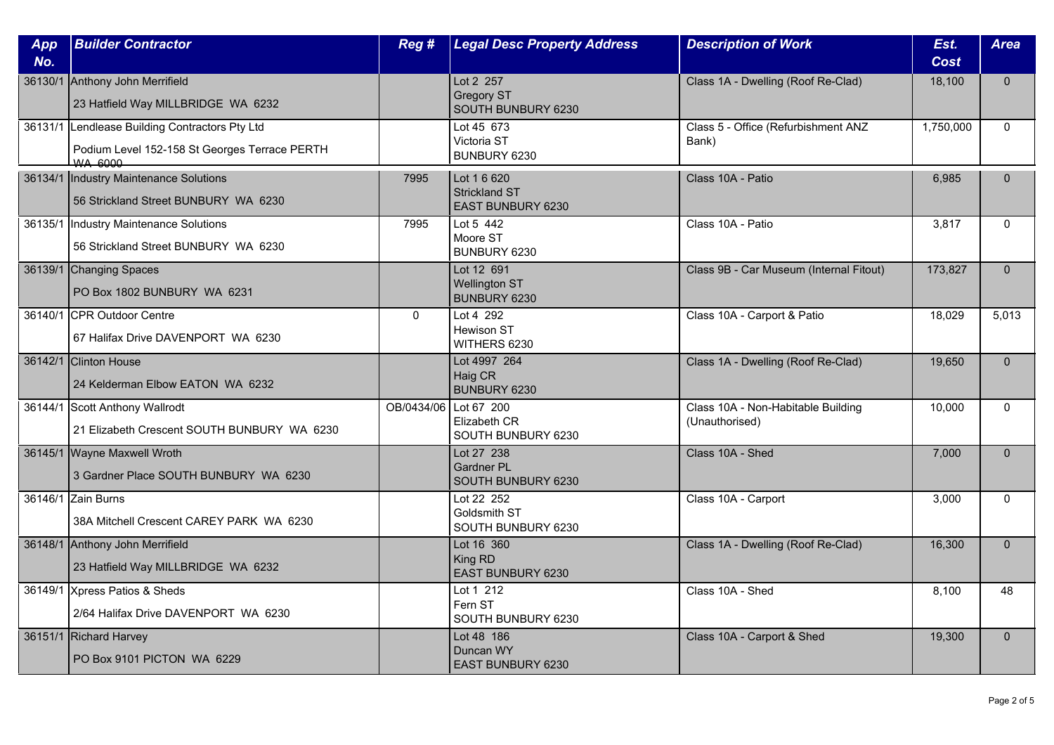| App No. | Builder Contractor | Reg # | Legal Desc Property Address | Description of Work | Est. Cost | Area |
|---|---|---|---|---|---|---|
| 36130/1 | Anthony John Merrifield<br>23 Hatfield Way MILLBRIDGE WA 6232 | | Lot 2 257<br>Gregory ST<br>SOUTH BUNBURY 6230 | Class 1A - Dwelling (Roof Re-Clad) | 18,100 | 0 |
| 36131/1 | Lendlease Building Contractors Pty Ltd<br>Podium Level 152-158 St Georges Terrace PERTH WA 6000 | | Lot 45 673<br>Victoria ST<br>BUNBURY 6230 | Class 5 - Office (Refurbishment ANZ Bank) | 1,750,000 | 0 |
| 36134/1 | Industry Maintenance Solutions<br>56 Strickland Street BUNBURY WA 6230 | 7995 | Lot 1 6 620<br>Strickland ST<br>EAST BUNBURY 6230 | Class 10A - Patio | 6,985 | 0 |
| 36135/1 | Industry Maintenance Solutions<br>56 Strickland Street BUNBURY WA 6230 | 7995 | Lot 5 442<br>Moore ST<br>BUNBURY 6230 | Class 10A - Patio | 3,817 | 0 |
| 36139/1 | Changing Spaces<br>PO Box 1802 BUNBURY WA 6231 | | Lot 12 691<br>Wellington ST<br>BUNBURY 6230 | Class 9B - Car Museum (Internal Fitout) | 173,827 | 0 |
| 36140/1 | CPR Outdoor Centre<br>67 Halifax Drive DAVENPORT WA 6230 | 0 | Lot 4 292<br>Hewison ST<br>WITHERS 6230 | Class 10A - Carport & Patio | 18,029 | 5,013 |
| 36142/1 | Clinton House<br>24 Kelderman Elbow EATON WA 6232 | | Lot 4997 264<br>Haig CR<br>BUNBURY 6230 | Class 1A - Dwelling (Roof Re-Clad) | 19,650 | 0 |
| 36144/1 | Scott Anthony Wallrodt<br>21 Elizabeth Crescent SOUTH BUNBURY WA 6230 | OB/0434/06 | Lot 67 200<br>Elizabeth CR<br>SOUTH BUNBURY 6230 | Class 10A - Non-Habitable Building (Unauthorised) | 10,000 | 0 |
| 36145/1 | Wayne Maxwell Wroth<br>3 Gardner Place SOUTH BUNBURY WA 6230 | | Lot 27 238<br>Gardner PL<br>SOUTH BUNBURY 6230 | Class 10A - Shed | 7,000 | 0 |
| 36146/1 | Zain Burns<br>38A Mitchell Crescent CAREY PARK WA 6230 | | Lot 22 252<br>Goldsmith ST<br>SOUTH BUNBURY 6230 | Class 10A - Carport | 3,000 | 0 |
| 36148/1 | Anthony John Merrifield<br>23 Hatfield Way MILLBRIDGE WA 6232 | | Lot 16 360<br>King RD<br>EAST BUNBURY 6230 | Class 1A - Dwelling (Roof Re-Clad) | 16,300 | 0 |
| 36149/1 | Xpress Patios & Sheds<br>2/64 Halifax Drive DAVENPORT WA 6230 | | Lot 1 212<br>Fern ST<br>SOUTH BUNBURY 6230 | Class 10A - Shed | 8,100 | 48 |
| 36151/1 | Richard Harvey<br>PO Box 9101 PICTON WA 6229 | | Lot 48 186<br>Duncan WY<br>EAST BUNBURY 6230 | Class 10A - Carport & Shed | 19,300 | 0 |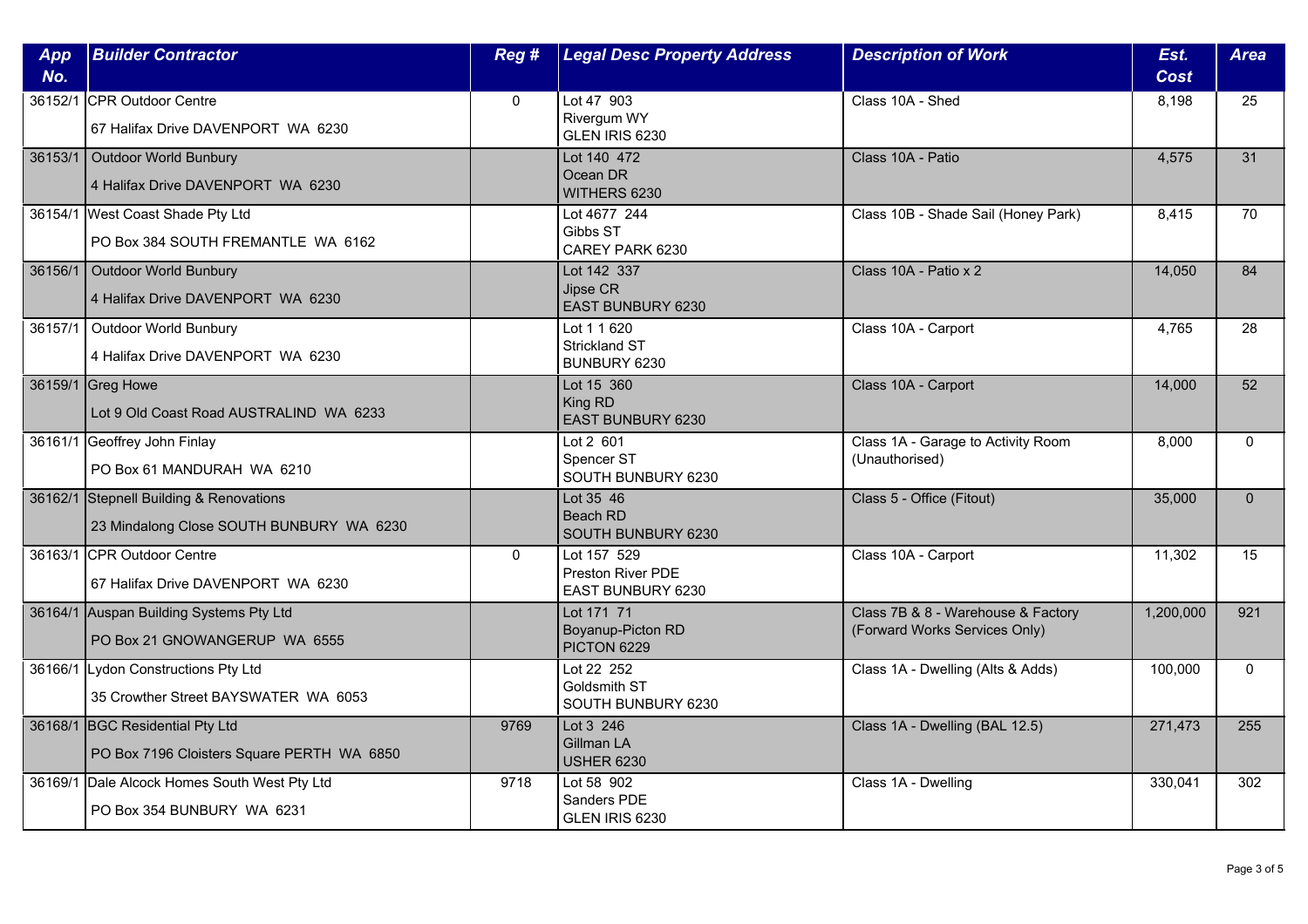| App No. | Builder Contractor | Reg # | Legal Desc Property Address | Description of Work | Est. Cost | Area |
|---|---|---|---|---|---|---|
| 36152/1 | CPR Outdoor Centre<br>67 Halifax Drive DAVENPORT WA 6230 | 0 | Lot 47 903<br>Rivergum WY<br>GLEN IRIS 6230 | Class 10A - Shed | 8,198 | 25 |
| 36153/1 | Outdoor World Bunbury<br>4 Halifax Drive DAVENPORT WA 6230 | | Lot 140 472<br>Ocean DR<br>WITHERS 6230 | Class 10A - Patio | 4,575 | 31 |
| 36154/1 | West Coast Shade Pty Ltd<br>PO Box 384 SOUTH FREMANTLE WA 6162 | | Lot 4677 244<br>Gibbs ST<br>CAREY PARK 6230 | Class 10B - Shade Sail (Honey Park) | 8,415 | 70 |
| 36156/1 | Outdoor World Bunbury<br>4 Halifax Drive DAVENPORT WA 6230 | | Lot 142 337<br>Jipse CR<br>EAST BUNBURY 6230 | Class 10A - Patio x 2 | 14,050 | 84 |
| 36157/1 | Outdoor World Bunbury<br>4 Halifax Drive DAVENPORT WA 6230 | | Lot 1 1 620<br>Strickland ST<br>BUNBURY 6230 | Class 10A - Carport | 4,765 | 28 |
| 36159/1 | Greg Howe<br>Lot 9 Old Coast Road AUSTRALIND WA 6233 | | Lot 15 360<br>King RD<br>EAST BUNBURY 6230 | Class 10A - Carport | 14,000 | 52 |
| 36161/1 | Geoffrey John Finlay<br>PO Box 61 MANDURAH WA 6210 | | Lot 2 601<br>Spencer ST<br>SOUTH BUNBURY 6230 | Class 1A - Garage to Activity Room (Unauthorised) | 8,000 | 0 |
| 36162/1 | Stepnell Building & Renovations<br>23 Mindalong Close SOUTH BUNBURY WA 6230 | | Lot 35 46<br>Beach RD<br>SOUTH BUNBURY 6230 | Class 5 - Office (Fitout) | 35,000 | 0 |
| 36163/1 | CPR Outdoor Centre<br>67 Halifax Drive DAVENPORT WA 6230 | 0 | Lot 157 529<br>Preston River PDE<br>EAST BUNBURY 6230 | Class 10A - Carport | 11,302 | 15 |
| 36164/1 | Auspan Building Systems Pty Ltd<br>PO Box 21 GNOWANGERUP WA 6555 | | Lot 171 71<br>Boyanup-Picton RD<br>PICTON 6229 | Class 7B & 8 - Warehouse & Factory (Forward Works Services Only) | 1,200,000 | 921 |
| 36166/1 | Lydon Constructions Pty Ltd<br>35 Crowther Street BAYSWATER WA 6053 | | Lot 22 252<br>Goldsmith ST<br>SOUTH BUNBURY 6230 | Class 1A - Dwelling (Alts & Adds) | 100,000 | 0 |
| 36168/1 | BGC Residential Pty Ltd<br>PO Box 7196 Cloisters Square PERTH WA 6850 | 9769 | Lot 3 246<br>Gillman LA<br>USHER 6230 | Class 1A - Dwelling (BAL 12.5) | 271,473 | 255 |
| 36169/1 | Dale Alcock Homes South West Pty Ltd<br>PO Box 354 BUNBURY WA 6231 | 9718 | Lot 58 902<br>Sanders PDE<br>GLEN IRIS 6230 | Class 1A - Dwelling | 330,041 | 302 |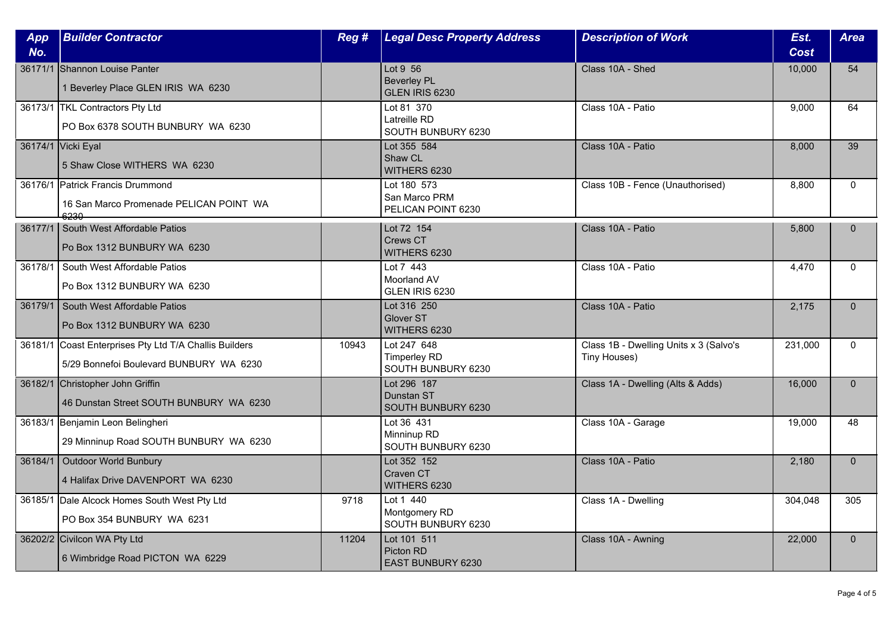| App No. | Builder Contractor | Reg # | Legal Desc Property Address | Description of Work | Est. Cost | Area |
|---|---|---|---|---|---|---|
| 36171/1 | Shannon Louise Panter<br>1 Beverley Place GLEN IRIS WA 6230 | | Lot 9 56<br>Beverley PL<br>GLEN IRIS 6230 | Class 10A - Shed | 10,000 | 54 |
| 36173/1 | TKL Contractors Pty Ltd<br>PO Box 6378 SOUTH BUNBURY WA 6230 | | Lot 81 370<br>Latreille RD<br>SOUTH BUNBURY 6230 | Class 10A - Patio | 9,000 | 64 |
| 36174/1 | Vicki Eyal<br>5 Shaw Close WITHERS WA 6230 | | Lot 355 584<br>Shaw CL<br>WITHERS 6230 | Class 10A - Patio | 8,000 | 39 |
| 36176/1 | Patrick Francis Drummond<br>16 San Marco Promenade PELICAN POINT WA 6230 | | Lot 180 573<br>San Marco PRM<br>PELICAN POINT 6230 | Class 10B - Fence (Unauthorised) | 8,800 | 0 |
| 36177/1 | South West Affordable Patios<br>Po Box 1312 BUNBURY WA 6230 | | Lot 72 154<br>Crews CT<br>WITHERS 6230 | Class 10A - Patio | 5,800 | 0 |
| 36178/1 | South West Affordable Patios<br>Po Box 1312 BUNBURY WA 6230 | | Lot 7 443<br>Moorland AV<br>GLEN IRIS 6230 | Class 10A - Patio | 4,470 | 0 |
| 36179/1 | South West Affordable Patios<br>Po Box 1312 BUNBURY WA 6230 | | Lot 316 250<br>Glover ST<br>WITHERS 6230 | Class 10A - Patio | 2,175 | 0 |
| 36181/1 | Coast Enterprises Pty Ltd T/A Challis Builders<br>5/29 Bonnefoi Boulevard BUNBURY WA 6230 | 10943 | Lot 247 648<br>Timperley RD<br>SOUTH BUNBURY 6230 | Class 1B - Dwelling Units x 3 (Salvo's Tiny Houses) | 231,000 | 0 |
| 36182/1 | Christopher John Griffin<br>46 Dunstan Street SOUTH BUNBURY WA 6230 | | Lot 296 187<br>Dunstan ST<br>SOUTH BUNBURY 6230 | Class 1A - Dwelling (Alts & Adds) | 16,000 | 0 |
| 36183/1 | Benjamin Leon Belingheri<br>29 Minninup Road SOUTH BUNBURY WA 6230 | | Lot 36 431<br>Minninup RD<br>SOUTH BUNBURY 6230 | Class 10A - Garage | 19,000 | 48 |
| 36184/1 | Outdoor World Bunbury<br>4 Halifax Drive DAVENPORT WA 6230 | | Lot 352 152<br>Craven CT<br>WITHERS 6230 | Class 10A - Patio | 2,180 | 0 |
| 36185/1 | Dale Alcock Homes South West Pty Ltd<br>PO Box 354 BUNBURY WA 6231 | 9718 | Lot 1 440<br>Montgomery RD<br>SOUTH BUNBURY 6230 | Class 1A - Dwelling | 304,048 | 305 |
| 36202/2 | Civilcon WA Pty Ltd<br>6 Wimbridge Road PICTON WA 6229 | 11204 | Lot 101 511<br>Picton RD<br>EAST BUNBURY 6230 | Class 10A - Awning | 22,000 | 0 |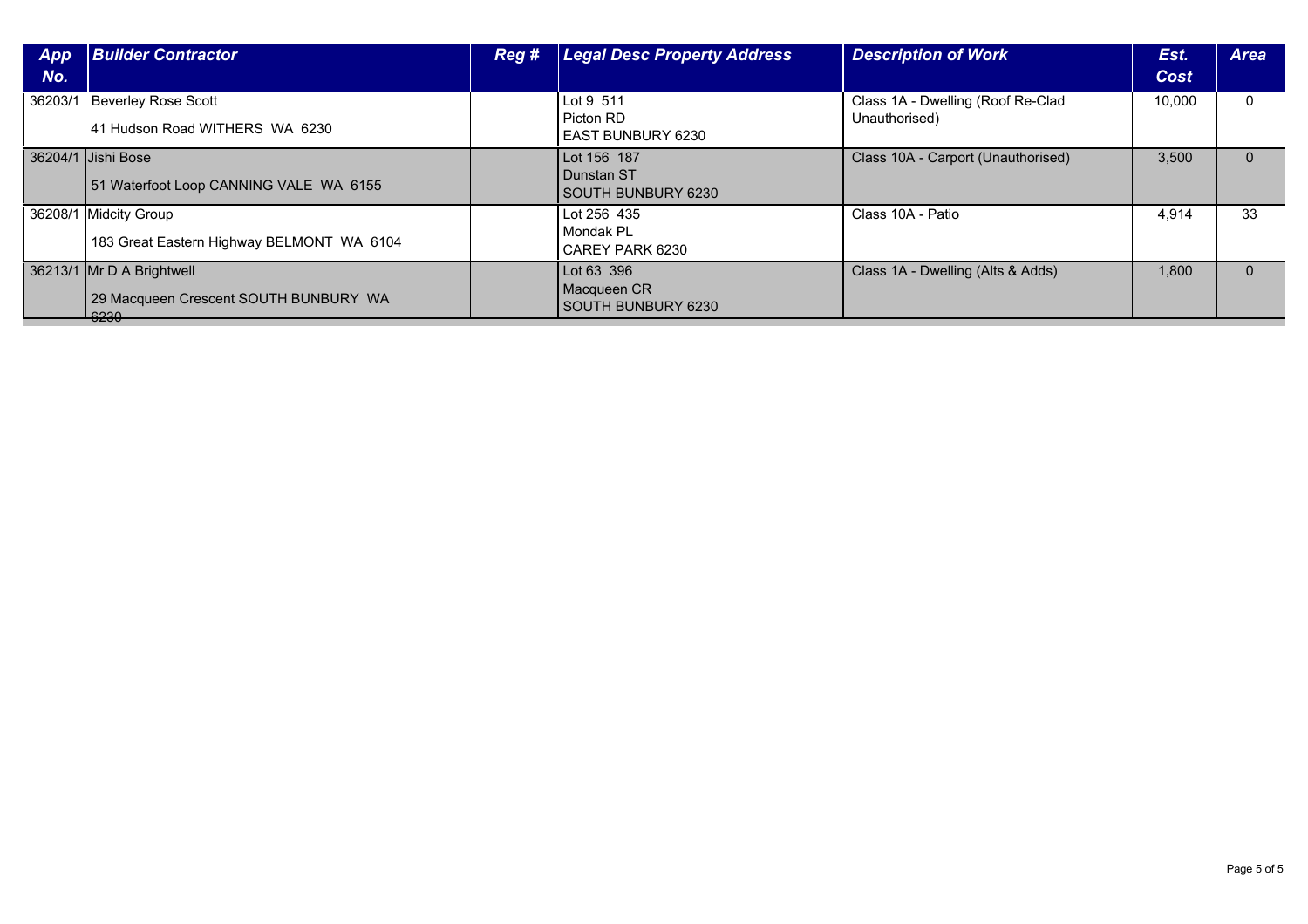| App No. | Builder Contractor | Reg # | Legal Desc Property Address | Description of Work | Est. Cost | Area |
|---|---|---|---|---|---|---|
| 36203/1 | Beverley Rose Scott<br>41 Hudson Road WITHERS WA 6230 | | Lot 9 511<br>Picton RD<br>EAST BUNBURY 6230 | Class 1A - Dwelling (Roof Re-Clad Unauthorised) | 10,000 | 0 |
| 36204/1 | Jishi Bose<br>51 Waterfoot Loop CANNING VALE WA 6155 | | Lot 156 187<br>Dunstan ST<br>SOUTH BUNBURY 6230 | Class 10A - Carport (Unauthorised) | 3,500 | 0 |
| 36208/1 | Midcity Group<br>183 Great Eastern Highway BELMONT WA 6104 | | Lot 256 435<br>Mondak PL<br>CAREY PARK 6230 | Class 10A - Patio | 4,914 | 33 |
| 36213/1 | Mr D A Brightwell<br>29 Macqueen Crescent SOUTH BUNBURY WA 6230 | | Lot 63 396<br>Macqueen CR<br>SOUTH BUNBURY 6230 | Class 1A - Dwelling (Alts & Adds) | 1,800 | 0 |